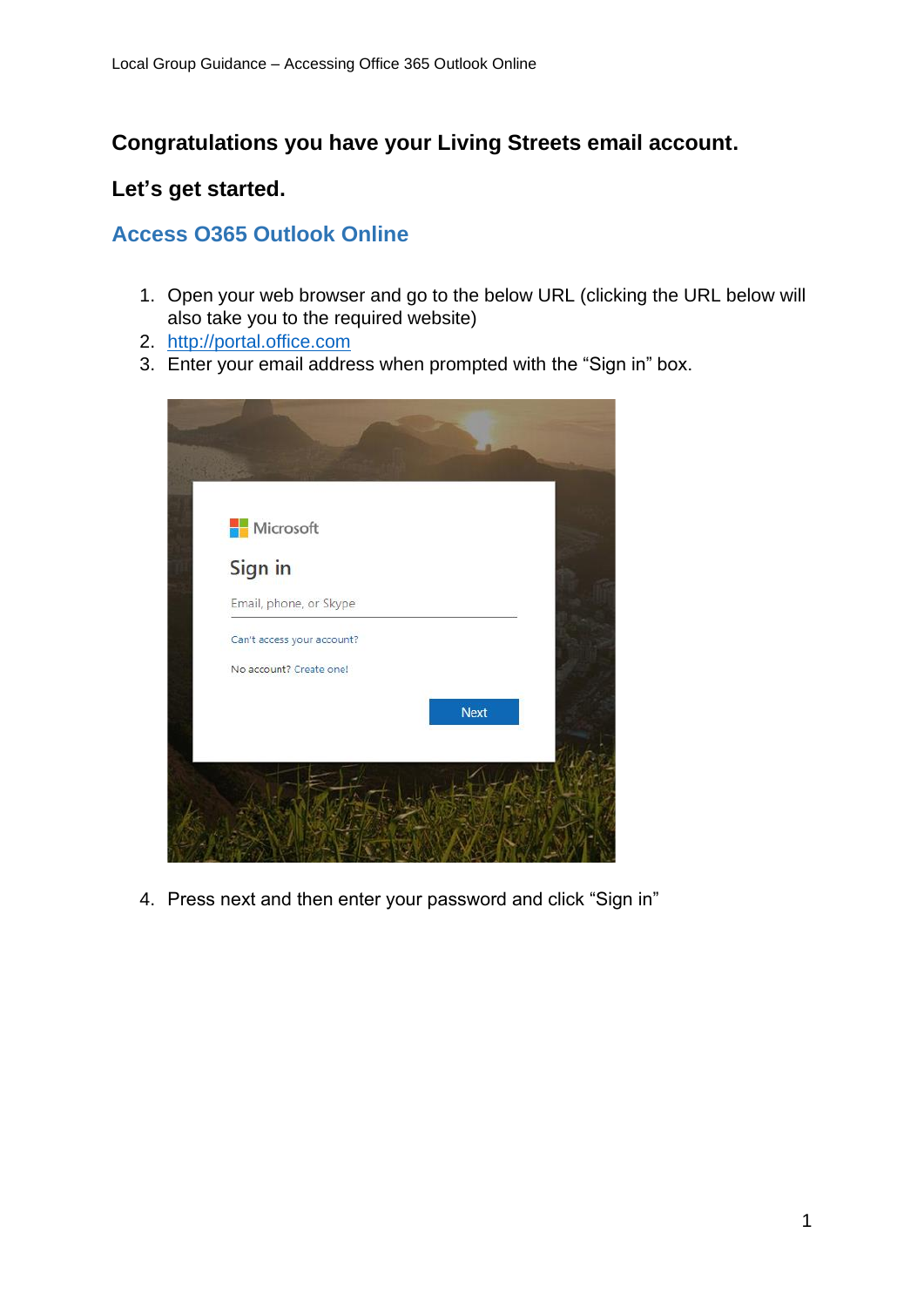**Congratulations you have your Living Streets email account.**

**Let's get started.**

## Access O365 Outlook Online

1. Open your web browser and go to the below URL (clicking the URL below will also take you to the required website)
2. [http://portal.office.com](http://portal.office.com)
3. Enter your email address when prompted with the "Sign in" box.

4. Press next and then enter your password and click "Sign in"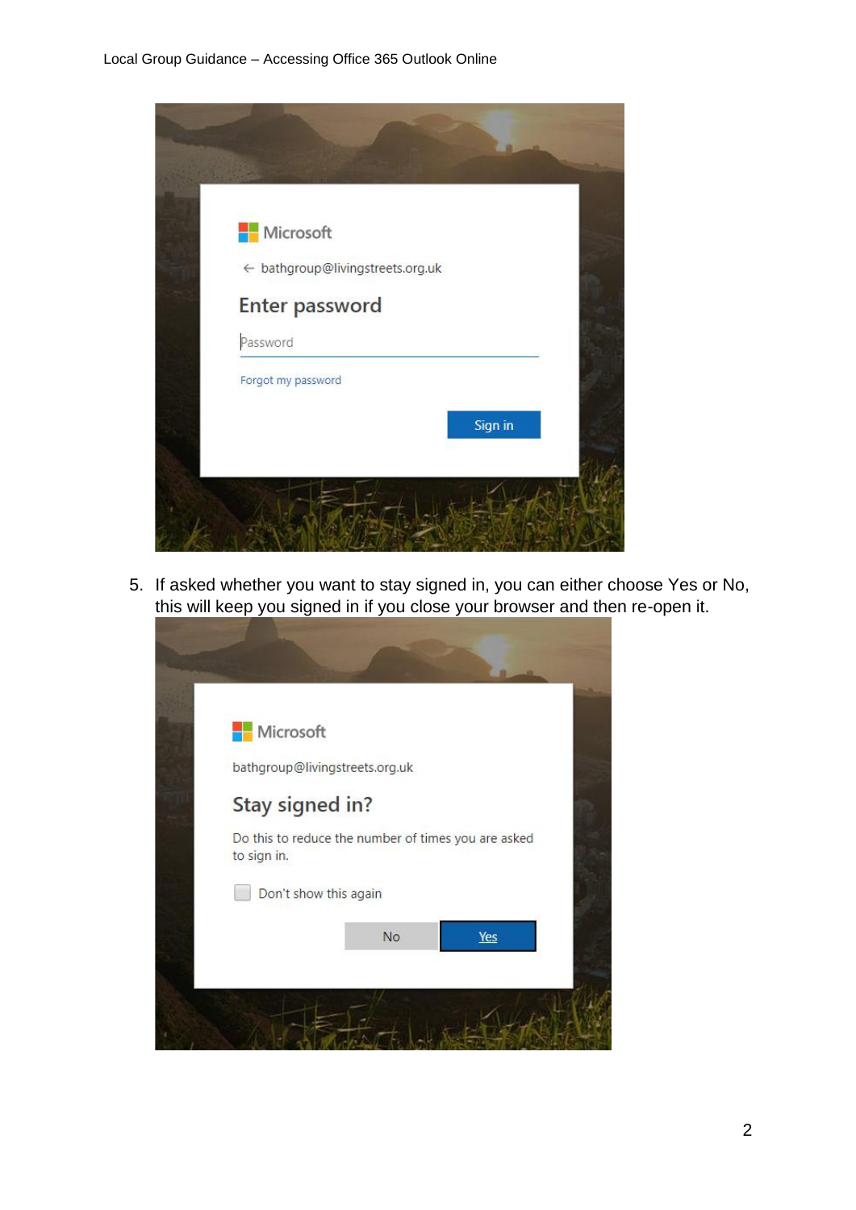5. If asked whether you want to stay signed in, you can either choose Yes or No, this will keep you signed in if you close your browser and then re-open it.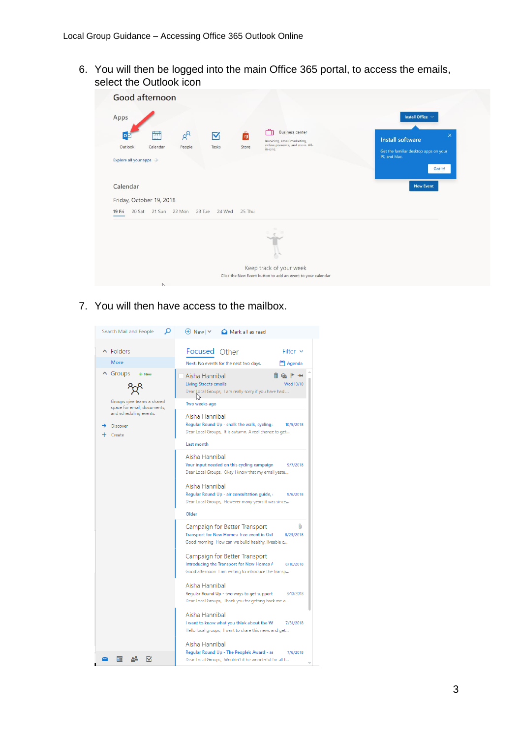6. You will then be logged into the main Office 365 portal, to access the emails, select the Outlook icon

7. You will then have access to the mailbox.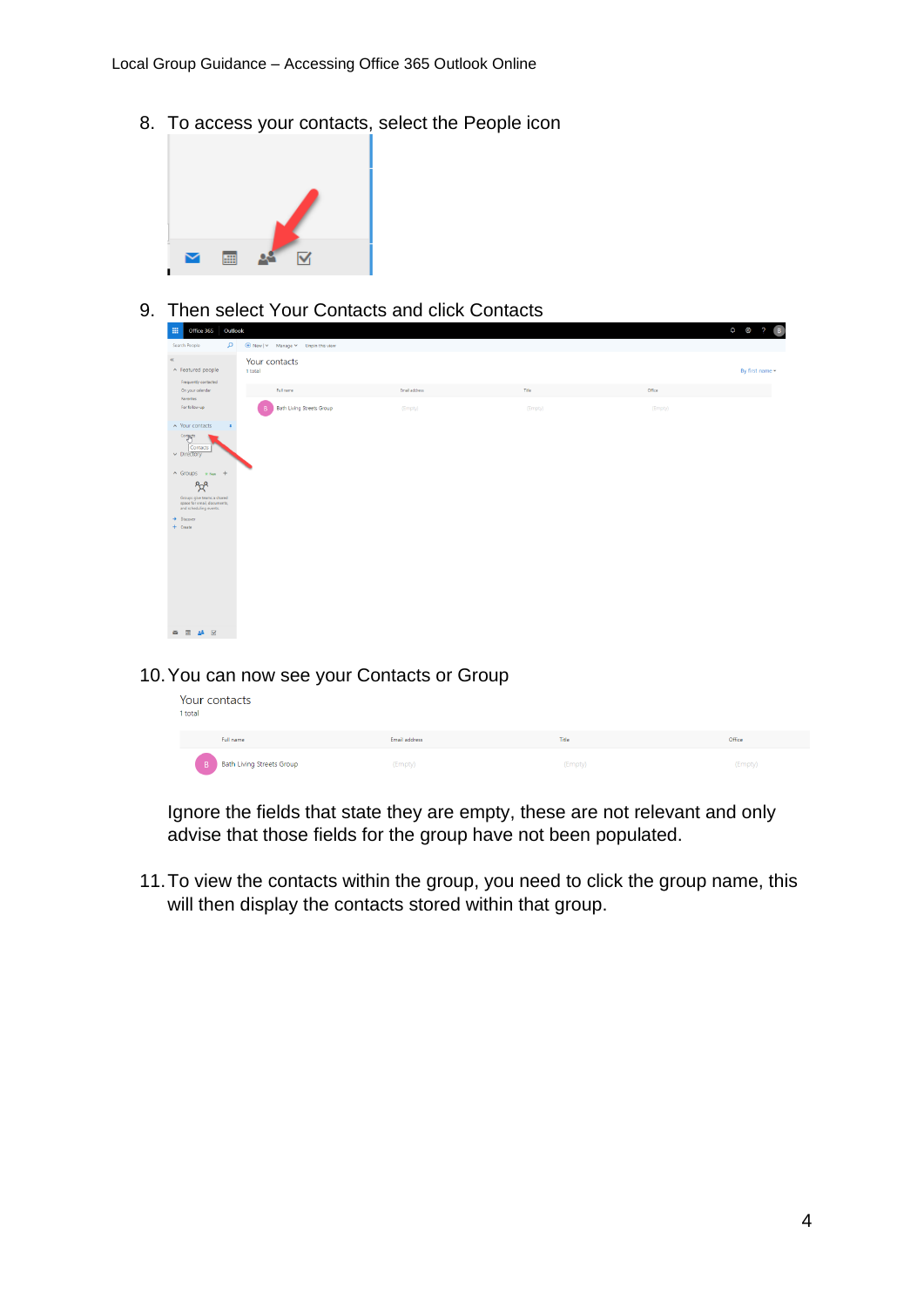8. To access your contacts, select the People icon

9. Then select Your Contacts and click Contacts

10. You can now see your Contacts or Group

    Ignore the fields that state they are empty, these are not relevant and only advise that those fields for the group have not been populated.

11. To view the contacts within the group, you need to click the group name, this will then display the contacts stored within that group.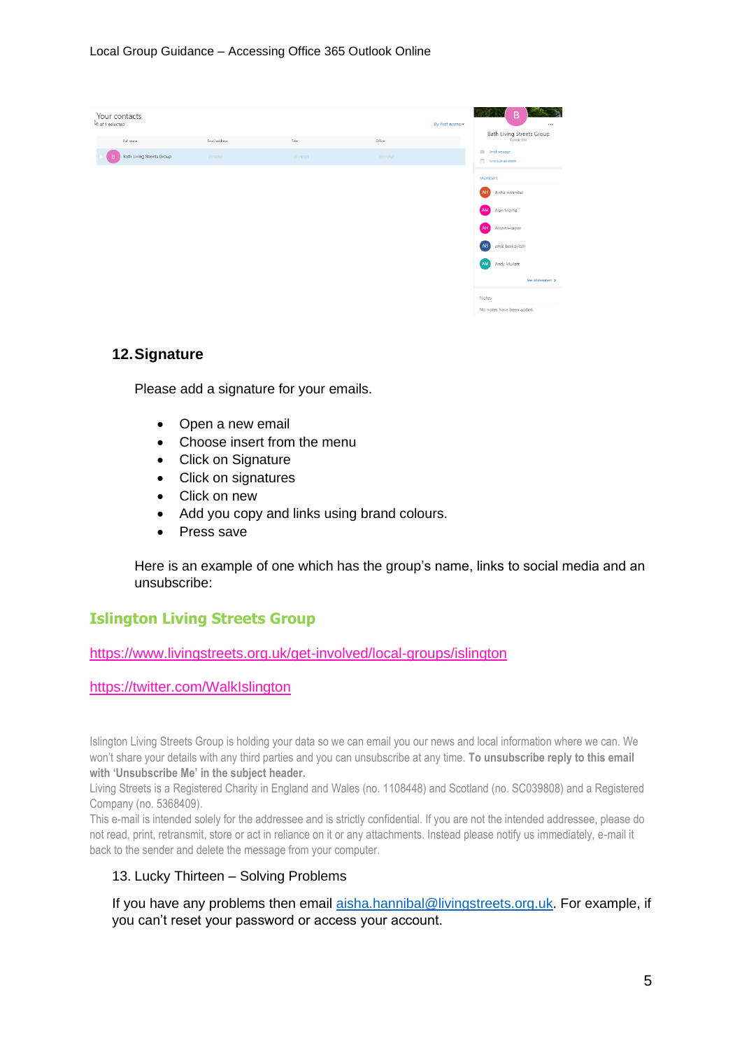## 12. Signature

Please add a signature for your emails.

- Open a new email
- Choose insert from the menu
- Click on Signature
- Click on signatures
- Click on new
- Add you copy and links using brand colours.
- Press save

Here is an example of one which has the group's name, links to social media and an unsubscribe:

**Islington Living Streets Group**

https://www.livingstreets.org.uk/get-involved/local-groups/islington

https://twitter.com/WalkIslington

Islington Living Streets Group is holding your data so we can email you our news and local information where we can. We won't share your details with any third parties and you can unsubscribe at any time. **To unsubscribe reply to this email with 'Unsubscribe Me' in the subject header.**
Living Streets is a Registered Charity in England and Wales (no. 1108448) and Scotland (no. SC039808) and a Registered Company (no. 5368409).
This e-mail is intended solely for the addressee and is strictly confidential. If you are not the intended addressee, please do not read, print, retransmit, store or act in reliance on it or any attachments. Instead please notify us immediately, e-mail it back to the sender and delete the message from your computer.

## 13. Lucky Thirteen – Solving Problems

If you have any problems then email aisha.hannibal@livingstreets.org.uk. For example, if you can't reset your password or access your account.